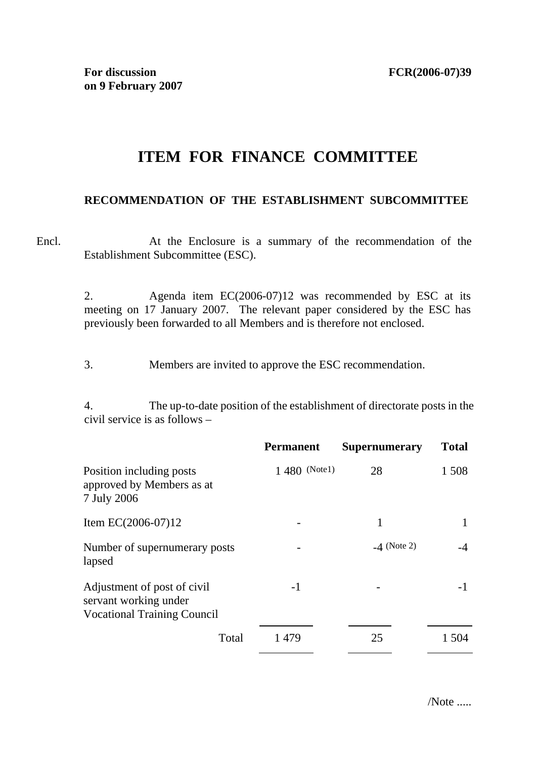**For discussion on 9 February 2007**

**FCR(2006-07)39**

# ITEM FOR FINANCE COMMITTEE

## RECOMMENDATION OF THE ESTABLISHMENT SUBCOMMITTEE

Encl. At the Enclosure is a summary of the recommendation of the Establishment Subcommittee (ESC).

2. Agenda item EC(2006-07)12 was recommended by ESC at its meeting on 17 January 2007. The relevant paper considered by the ESC has previously been forwarded to all Members and is therefore not enclosed.

3. Members are invited to approve the ESC recommendation.

4. The up-to-date position of the establishment of directorate posts in the civil service is as follows –

| | **Permanent** | **Supernumerary** | **Total** |
|---|---|---|---|
| Position including posts approved by Members as at 7 July 2006 | 1 480 (Note1) | 28 | 1 508 |
| Item EC(2006-07)12 | - | 1 | 1 |
| Number of supernumerary posts lapsed | - | -4 (Note 2) | -4 |
| Adjustment of post of civil servant working under Vocational Training Council | -1 | - | -1 |
| Total | 1 479 | 25 | 1 504 |

/Note .....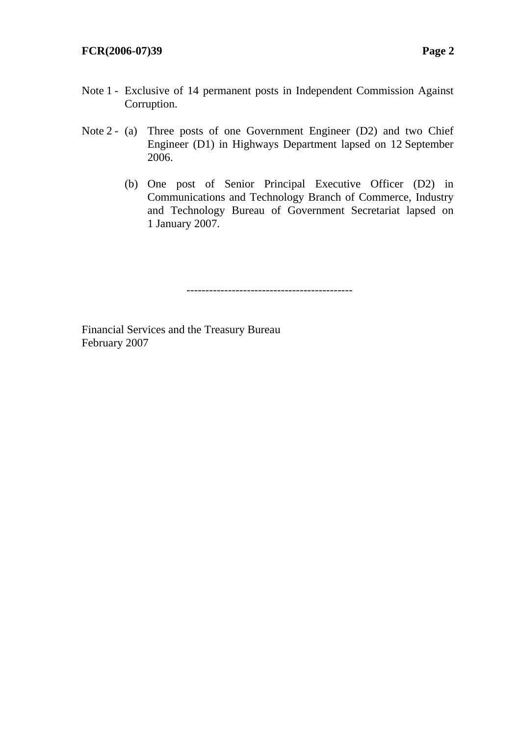Note 1 - Exclusive of 14 permanent posts in Independent Commission Against Corruption.

Note 2 - (a) Three posts of one Government Engineer (D2) and two Chief Engineer (D1) in Highways Department lapsed on 12 September 2006.

(b) One post of Senior Principal Executive Officer (D2) in Communications and Technology Branch of Commerce, Industry and Technology Bureau of Government Secretariat lapsed on 1 January 2007.

--------------------------------------------

Financial Services and the Treasury Bureau
February 2007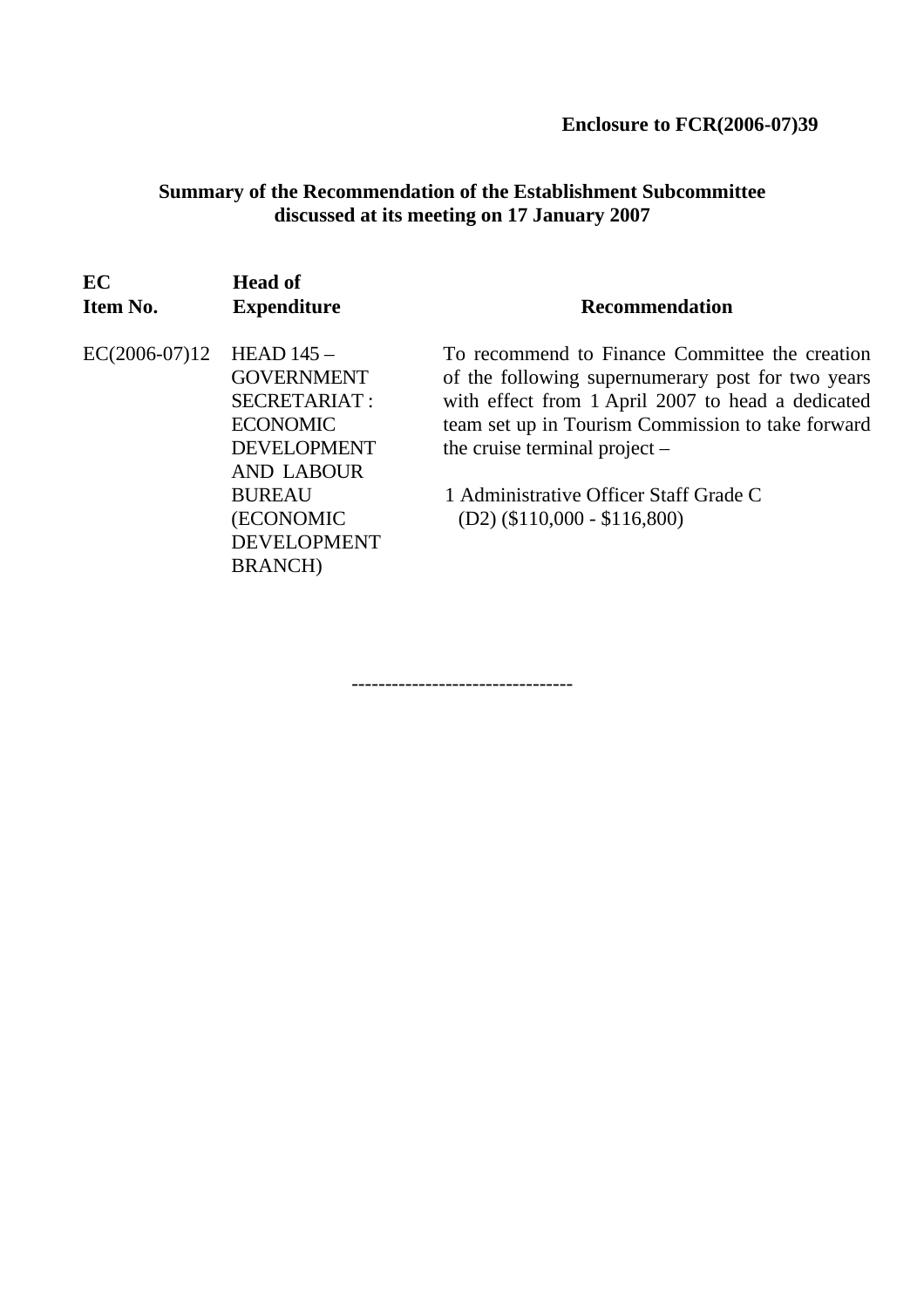**Enclosure to FCR(2006-07)39**

**Summary of the Recommendation of the Establishment Subcommittee discussed at its meeting on 17 January 2007**

| **EC Item No.** | **Head of Expenditure** | **Recommendation** |
|---|---|---|
| EC(2006-07)12 | HEAD 145 – GOVERNMENT SECRETARIAT : ECONOMIC DEVELOPMENT AND LABOUR BUREAU (ECONOMIC DEVELOPMENT BRANCH) | To recommend to Finance Committee the creation of the following supernumerary post for two years with effect from 1 April 2007 to head a dedicated team set up in Tourism Commission to take forward the cruise terminal project –<br><br>1 Administrative Officer Staff Grade C (D2) ($110,000 - $116,800) |

--------------------------------